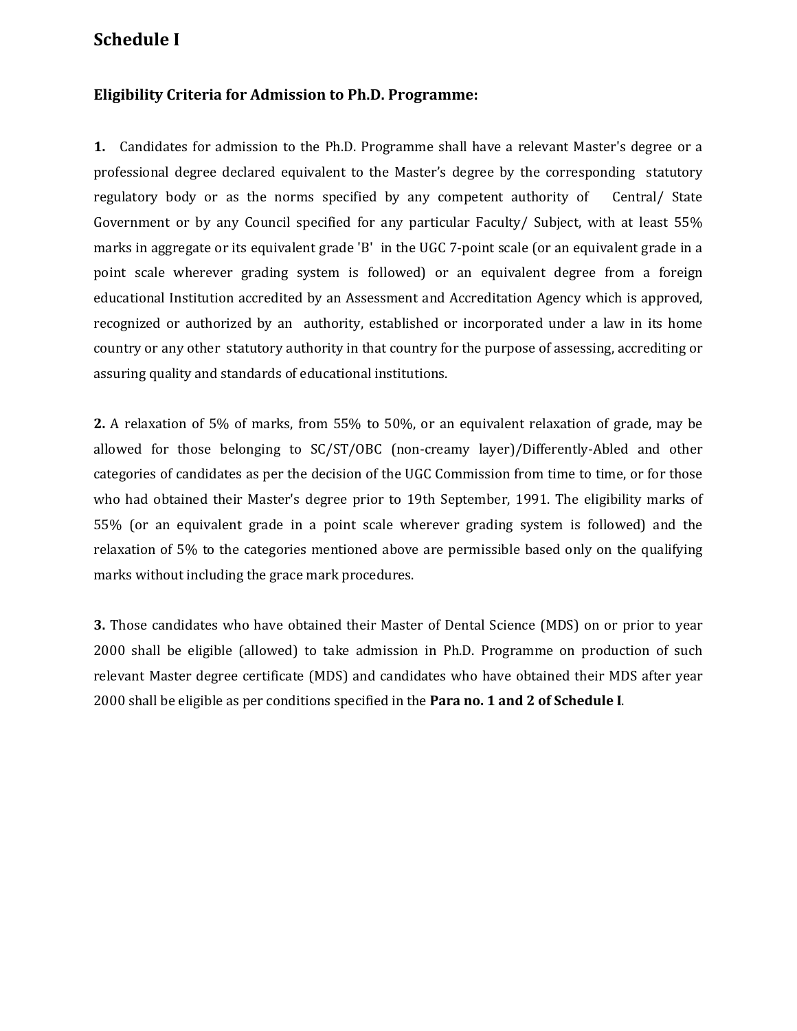# Schedule I

## Eligibility Criteria for Admission to Ph.D. Programme:

**1.** Candidates for admission to the Ph.D. Programme shall have a relevant Master's degree or a professional degree declared equivalent to the Master's degree by the corresponding statutory regulatory body or as the norms specified by any competent authority of Central/ State Government or by any Council specified for any particular Faculty/ Subject, with at least 55% marks in aggregate or its equivalent grade 'B' in the UGC 7-point scale (or an equivalent grade in a point scale wherever grading system is followed) or an equivalent degree from a foreign educational Institution accredited by an Assessment and Accreditation Agency which is approved, recognized or authorized by an authority, established or incorporated under a law in its home country or any other statutory authority in that country for the purpose of assessing, accrediting or assuring quality and standards of educational institutions.

**2.** A relaxation of 5% of marks, from 55% to 50%, or an equivalent relaxation of grade, may be allowed for those belonging to SC/ST/OBC (non-creamy layer)/Differently-Abled and other categories of candidates as per the decision of the UGC Commission from time to time, or for those who had obtained their Master's degree prior to 19th September, 1991. The eligibility marks of 55% (or an equivalent grade in a point scale wherever grading system is followed) and the relaxation of 5% to the categories mentioned above are permissible based only on the qualifying marks without including the grace mark procedures.

**3.** Those candidates who have obtained their Master of Dental Science (MDS) on or prior to year 2000 shall be eligible (allowed) to take admission in Ph.D. Programme on production of such relevant Master degree certificate (MDS) and candidates who have obtained their MDS after year 2000 shall be eligible as per conditions specified in the **Para no. 1 and 2 of Schedule I**.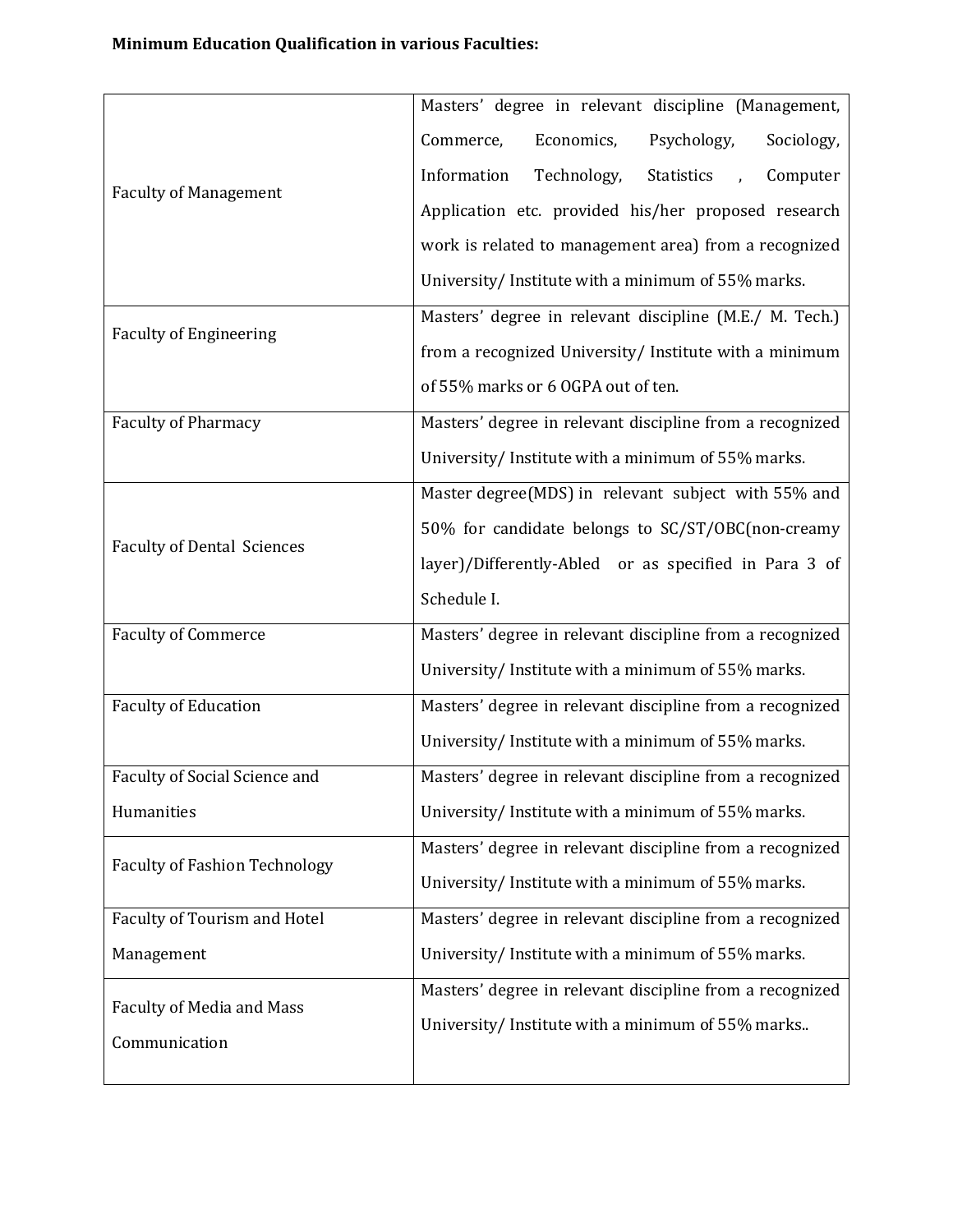**Minimum Education Qualification in various Faculties:**

| | |
|---|---|
| Faculty of Management | Masters' degree in relevant discipline (Management, Commerce, Economics, Psychology, Sociology, Information Technology, Statistics , Computer Application etc. provided his/her proposed research work is related to management area) from a recognized University/ Institute with a minimum of 55% marks. |
| Faculty of Engineering | Masters' degree in relevant discipline (M.E./ M. Tech.) from a recognized University/ Institute with a minimum of 55% marks or 6 OGPA out of ten. |
| Faculty of Pharmacy | Masters' degree in relevant discipline from a recognized University/ Institute with a minimum of 55% marks. |
| Faculty of Dental Sciences | Master degree(MDS) in relevant subject with 55% and 50% for candidate belongs to SC/ST/OBC(non-creamy layer)/Differently-Abled or as specified in Para 3 of Schedule I. |
| Faculty of Commerce | Masters' degree in relevant discipline from a recognized University/ Institute with a minimum of 55% marks. |
| Faculty of Education | Masters' degree in relevant discipline from a recognized University/ Institute with a minimum of 55% marks. |
| Faculty of Social Science and Humanities | Masters' degree in relevant discipline from a recognized University/ Institute with a minimum of 55% marks. |
| Faculty of Fashion Technology | Masters' degree in relevant discipline from a recognized University/ Institute with a minimum of 55% marks. |
| Faculty of Tourism and Hotel Management | Masters' degree in relevant discipline from a recognized University/ Institute with a minimum of 55% marks. |
| Faculty of Media and Mass Communication | Masters' degree in relevant discipline from a recognized University/ Institute with a minimum of 55% marks.. |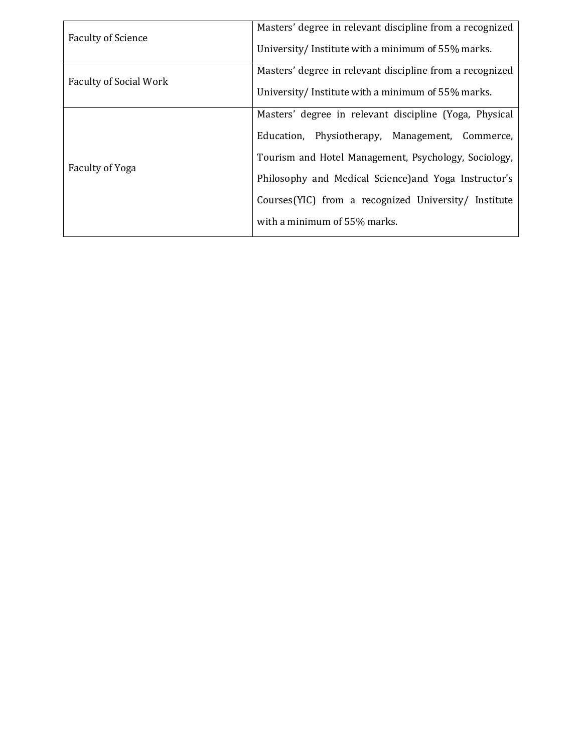| | |
|---|---|
| Faculty of Science | Masters' degree in relevant discipline from a recognized University/ Institute with a minimum of 55% marks. |
| Faculty of Social Work | Masters' degree in relevant discipline from a recognized University/ Institute with a minimum of 55% marks. |
| Faculty of Yoga | Masters' degree in relevant discipline (Yoga, Physical Education, Physiotherapy, Management, Commerce, Tourism and Hotel Management, Psychology, Sociology, Philosophy and Medical Science)and Yoga Instructor's Courses(YIC) from a recognized University/ Institute with a minimum of 55% marks. |